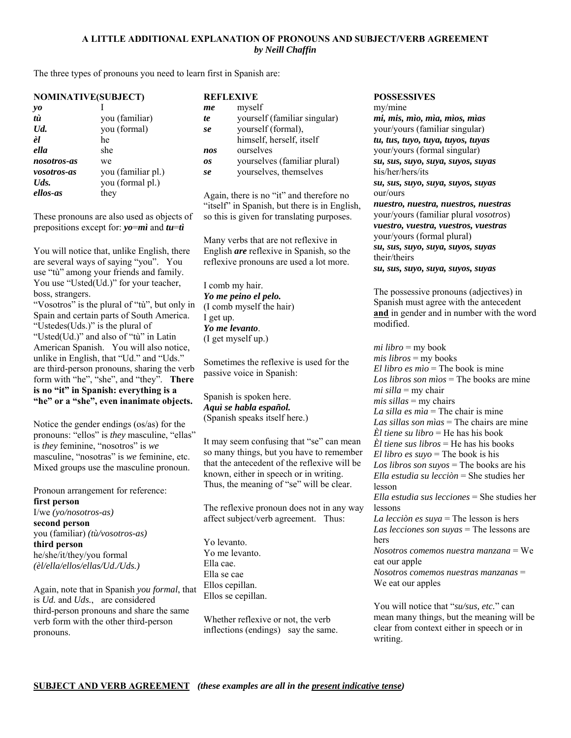# A LITTLE ADDITIONAL EXPLANATION OF PRONOUNS AND SUBJECT/VERB AGREEMENT

***by Neill Chaffin***

The three types of pronouns you need to learn first in Spanish are:

**NOMINATIVE(SUBJECT)**

| | |
|---|---|
| ***yo*** | I |
| ***tù*** | you (familiar) |
| ***Ud.*** | you (formal) |
| ***èl*** | he |
| ***ella*** | she |
| ***nosotros-as*** | we |
| ***vosotros-as*** | you (familiar pl.) |
| ***Uds.*** | you (formal pl.) |
| ***ellos-as*** | they |

These pronouns are also used as objects of prepositions except for: ***yo***=***mì*** and ***tu***=***tì***

You will notice that, unlike English, there are several ways of saying "you". You use "tù" among your friends and family. You use "Usted(Ud.)" for your teacher, boss, strangers.
"Vosotros" is the plural of "tù", but only in Spain and certain parts of South America. "Ustedes(Uds.)" is the plural of "Usted(Ud.)" and also of "tù" in Latin American Spanish. You will also notice, unlike in English, that "Ud." and "Uds." are third-person pronouns, sharing the verb form with "he", "she", and "they". **There is no "it" in Spanish: everything is a "he" or a "she", even inanimate objects.**

Notice the gender endings (os/as) for the pronouns: "ellos" is *they* masculine, "ellas" is *they* feminine, "nosotros" is *we* masculine, "nosotras" is *we* feminine, etc. Mixed groups use the masculine pronoun.

Pronoun arrangement for reference:

**first person**
I/we *(yo/nosotros-as)*
**second person**
you (familiar) *(tù/vosotros-as)*
**third person**
he/she/it/they/you formal
*(èl/ella/ellos/ellas/Ud./Uds.)*

Again, note that in Spanish *you formal*, that is *Ud.* and *Uds.*, are considered third-person pronouns and share the same verb form with the other third-person pronouns.

**REFLEXIVE**

| | |
|---|---|
| ***me*** | myself |
| ***te*** | yourself (familiar singular) |
| ***se*** | yourself (formal), himself, herself, itself |
| ***nos*** | ourselves |
| ***os*** | yourselves (familiar plural) |
| ***se*** | yourselves, themselves |

Again, there is no "it" and therefore no "itself" in Spanish, but there is in English, so this is given for translating purposes.

Many verbs that are not reflexive in English ***are*** reflexive in Spanish, so the reflexive pronouns are used a lot more.

I comb my hair.
***Yo me peino el pelo.***
(I comb myself the hair)
I get up.
***Yo me levanto***.
(I get myself up.)

Sometimes the reflexive is used for the passive voice in Spanish:

Spanish is spoken here.
***Aquì se habla español.***
(Spanish speaks itself here.)

It may seem confusing that "se" can mean so many things, but you have to remember that the antecedent of the reflexive will be known, either in speech or in writing. Thus, the meaning of "se" will be clear.

The reflexive pronoun does not in any way affect subject/verb agreement. Thus:

Yo levanto.
Yo me levanto.
Ella cae.
Ella se cae
Ellos cepillan.
Ellos se cepillan.

Whether reflexive or not, the verb inflections (endings) say the same.

**POSSESSIVES**

my/mine
***mì, mis, mìo, mìa, mìos, mìas***
your/yours (familiar singular)
***tu, tus, tuyo, tuya, tuyos, tuyas***
your/yours (formal singular)
***su, sus, suyo, suya, suyos, suyas***
his/her/hers/its
***su, sus, suyo, suya, suyos, suyas***
our/ours
***nuestro, nuestra, nuestros, nuestras***
your/yours (familiar plural *vosotros*)
***vuestro, vuestra, vuestros, vuestras***
your/yours (formal plural)
***su, sus, suyo, suya, suyos, suyas***
their/theirs
***su, sus, suyo, suya, suyos, suyas***

The possessive pronouns (adjectives) in Spanish must agree with the antecedent **<u>and</u>** in gender and in number with the word modified.

*mi libro* = my book
*mis libros* = my books
*El libro es mìo* = The book is mine
*Los libros son mìos* = The books are mine
*mi silla* = my chair
*mis sillas* = my chairs
*La silla es mìa* = The chair is mine
*Las sillas son mìas* = The chairs are mine
*Èl tiene su libro* = He has his book
*Èl tiene sus libros* = He has his books
*El libro es suyo* = The book is his
*Los libros son suyos* = The books are his
*Ella estudia su lecciòn* = She studies her lesson
*Ella estudia sus lecciones* = She studies her lessons
*La lecciòn es suya* = The lesson is hers
*Las lecciones son suyas* = The lessons are hers
*Nosotros comemos nuestra manzana* = We eat our apple
*Nosotros comemos nuestras manzanas* = We eat our apples

You will notice that "*su/sus, etc.*" can mean many things, but the meaning will be clear from context either in speech or in writing.

**<u>SUBJECT AND VERB AGREEMENT</u>** ***(these examples are all in the <u>present indicative tense</u>)***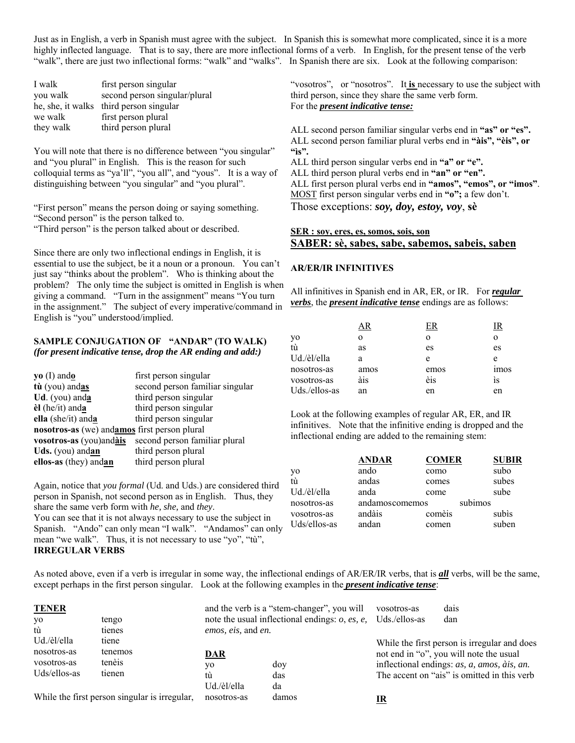Just as in English, a verb in Spanish must agree with the subject. In Spanish this is somewhat more complicated, since it is a more highly inflected language. That is to say, there are more inflectional forms of a verb. In English, for the present tense of the verb "walk", there are just two inflectional forms: "walk" and "walks". In Spanish there are six. Look at the following comparison:

| | |
|---|---|
| I walk | first person singular |
| you walk | second person singular/plural |
| he, she, it walks | third person singular |
| we walk | first person plural |
| they walk | third person plural |

You will note that there is no difference between "you singular" and "you plural" in English. This is the reason for such colloquial terms as "ya'll", "you all", and "yous". It is a way of distinguishing between "you singular" and "you plural".

"First person" means the person doing or saying something.
"Second person" is the person talked to.
"Third person" is the person talked about or described.

Since there are only two inflectional endings in English, it is essential to use the subject, be it a noun or a pronoun. You can't just say "thinks about the problem". Who is thinking about the problem? The only time the subject is omitted in English is when giving a command. "Turn in the assignment" means "You turn in the assignment." The subject of every imperative/command in English is "you" understood/implied.

### SAMPLE CONJUGATION OF "ANDAR" (TO WALK)
***(for present indicative tense, drop the AR ending and add:)***

| | |
|---|---|
| **yo** (I) and**o** | first person singular |
| **tù** (you) and**as** | second person familiar singular |
| **Ud**. (you) and**a** | third person singular |
| **èl** (he/it) and**a** | third person singular |
| **ella** (she/it) and**a** | third person singular |
| **nosotros-as** (we) and**amos** | first person plural |
| **vosotros-as** (you)and**àis** | second person familiar plural |
| **Uds.** (you) and**an** | third person plural |
| **ellos-as** (they) and**an** | third person plural |

Again, notice that *you formal* (Ud. and Uds.) are considered third person in Spanish, not second person as in English. Thus, they share the same verb form with *he, she,* and *they*.
You can see that it is not always necessary to use the subject in Spanish. "Ando" can only mean "I walk". "Andamos" can only mean "we walk". Thus, it is not necessary to use "yo", "tù", "vosotros", or "nosotros". It **is** necessary to use the subject with third person, since they share the same verb form.
For the ***present indicative tense:***

ALL second person familiar singular verbs end in **"as" or "es".**
ALL second person familiar plural verbs end in **"àis", "èis", or "ìs".**
ALL third person singular verbs end in **"a" or "e".**
ALL third person plural verbs end in **"an" or "en".**
ALL first person plural verbs end in **"amos", "emos", or "imos"**.
MOST first person singular verbs end in **"o";** a few don't.
Those exceptions: ***soy, doy, estoy, voy***, **sè**

**SER : soy, eres, es, somos, sois, son**
**SABER: sè, sabes, sabe, sabemos, sabeis, saben**

### AR/ER/IR INFINITIVES

All infinitives in Spanish end in AR, ER, or IR. For ***regular verbs***, the ***present indicative tense*** endings are as follows:

| | AR | ER | IR |
|---|---|---|---|
| yo | o | o | o |
| tù | as | es | es |
| Ud./èl/ella | a | e | e |
| nosotros-as | amos | emos | imos |
| vosotros-as | àis | èis | ìs |
| Uds./ellos-as | an | en | en |

Look at the following examples of regular AR, ER, and IR infinitives. Note that the infinitive ending is dropped and the inflectional ending are added to the remaining stem:

| | **ANDAR** | **COMER** | **SUBIR** |
|---|---|---|---|
| yo | ando | como | subo |
| tù | andas | comes | subes |
| Ud./èl/ella | anda | come | sube |
| nosotros-as | andamos | comemos | subimos |
| vosotros-as | andàis | comèis | subìs |
| Uds/ellos-as | andan | comen | suben |

### IRREGULAR VERBS

As noted above, even if a verb is irregular in some way, the inflectional endings of AR/ER/IR verbs, that is ***all*** verbs, will be the same, except perhaps in the first person singular. Look at the following examples in the ***present indicative tense***:

**TENER**

| | |
|---|---|
| yo | tengo |
| tù | tienes |
| Ud./èl/ella | tiene |
| nosotros-as | tenemos |
| vosotros-as | tenèis |
| Uds/ellos-as | tienen |

While the first person singular is irregular, and the verb is a "stem-changer", you will note the usual inflectional endings: *o, es, e, emos, eis,* and *en.*

**DAR**

| | |
|---|---|
| yo | doy |
| tù | das |
| Ud./èl/ella | da |
| nosotros-as | damos |
| vosotros-as | dais |
| Uds./ellos-as | dan |

While the first person is irregular and does not end in "o", you will note the usual inflectional endings: *as, a, amos, àis, an.* The accent on "ais" is omitted in this verb

**IR**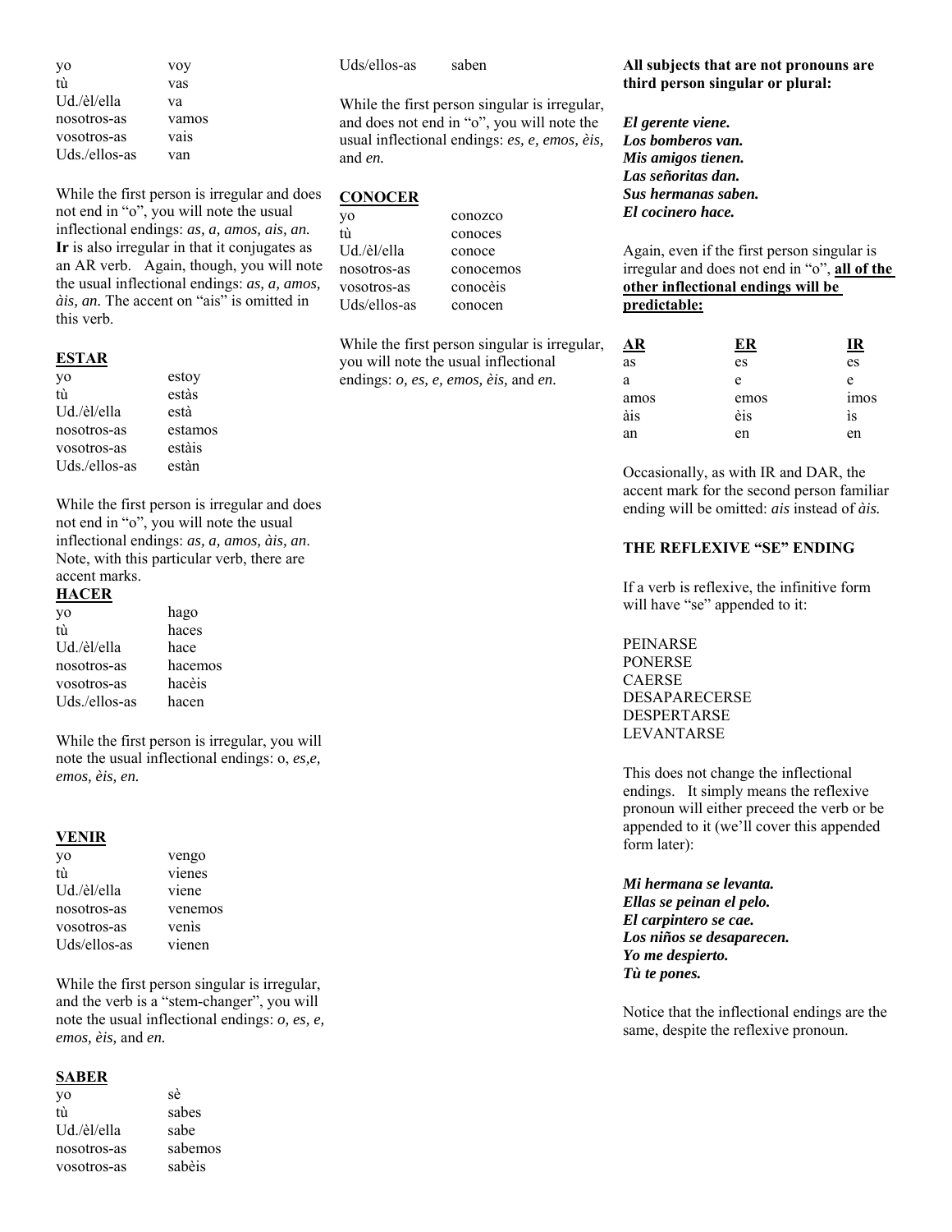| | |
|---|---|
| yo | voy |
| tù | vas |
| Ud./èl/ella | va |
| nosotros-as | vamos |
| vosotros-as | vais |
| Uds./ellos-as | van |

While the first person is irregular and does not end in "o", you will note the usual inflectional endings: *as, a, amos, ais, an.* **Ir** is also irregular in that it conjugates as an AR verb. Again, though, you will note the usual inflectional endings: *as, a, amos, àis, an.* The accent on "ais" is omitted in this verb.

**ESTAR**

| | |
|---|---|
| yo | estoy |
| tù | estàs |
| Ud./èl/ella | està |
| nosotros-as | estamos |
| vosotros-as | estàis |
| Uds./ellos-as | estàn |

While the first person is irregular and does not end in "o", you will note the usual inflectional endings: *as, a, amos, àis, an*. Note, with this particular verb, there are accent marks.

**HACER**

| | |
|---|---|
| yo | hago |
| tù | haces |
| Ud./èl/ella | hace |
| nosotros-as | hacemos |
| vosotros-as | hacèis |
| Uds./ellos-as | hacen |

While the first person is irregular, you will note the usual inflectional endings: o, *es,e, emos, èis, en.*

**VENIR**

| | |
|---|---|
| yo | vengo |
| tù | vienes |
| Ud./èl/ella | viene |
| nosotros-as | venemos |
| vosotros-as | venìs |
| Uds/ellos-as | vienen |

While the first person singular is irregular, and the verb is a "stem-changer", you will note the usual inflectional endings: *o, es, e, emos, èis,* and *en.*

**SABER**

| | |
|---|---|
| yo | sè |
| tù | sabes |
| Ud./èl/ella | sabe |
| nosotros-as | sabemos |
| vosotros-as | sabèis |
| Uds/ellos-as | saben |

While the first person singular is irregular, and does not end in "o", you will note the usual inflectional endings: *es, e, emos, èis,* and *en.*

**CONOCER**

| | |
|---|---|
| yo | conozco |
| tù | conoces |
| Ud./èl/ella | conoce |
| nosotros-as | conocemos |
| vosotros-as | conocèis |
| Uds/ellos-as | conocen |

While the first person singular is irregular, you will note the usual inflectional endings: *o, es, e, emos, èis,* and *en.*

**All subjects that are not pronouns are third person singular or plural:**

***El gerente viene.***
***Los bomberos van.***
***Mis amigos tienen.***
***Las señoritas dan.***
***Sus hermanas saben.***
***El cocinero hace.***

Again, even if the first person singular is irregular and does not end in "o", **all of the other inflectional endings will be predictable:**

| AR | ER | IR |
|---|---|---|
| as | es | es |
| a | e | e |
| amos | emos | imos |
| àis | èis | ìs |
| an | en | en |

Occasionally, as with IR and DAR, the accent mark for the second person familiar ending will be omitted: *ais* instead of *àis.*

**THE REFLEXIVE "SE" ENDING**

If a verb is reflexive, the infinitive form will have "se" appended to it:

PEINARSE
PONERSE
CAERSE
DESAPARECERSE
DESPERTARSE
LEVANTARSE

This does not change the inflectional endings. It simply means the reflexive pronoun will either preceed the verb or be appended to it (we'll cover this appended form later):

***Mi hermana se levanta.***
***Ellas se peinan el pelo.***
***El carpintero se cae.***
***Los niños se desaparecen.***
***Yo me despierto.***
***Tù te pones.***

Notice that the inflectional endings are the same, despite the reflexive pronoun.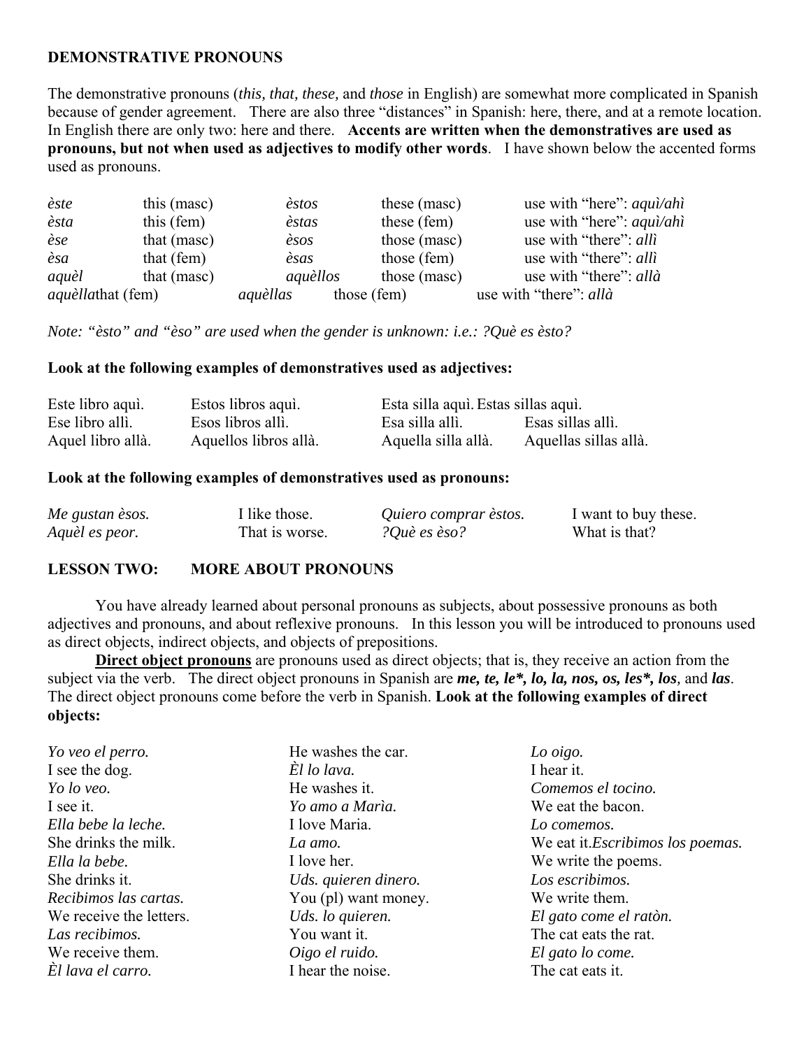**DEMONSTRATIVE PRONOUNS**

The demonstrative pronouns (*this, that, these,* and *those* in English) are somewhat more complicated in Spanish because of gender agreement. There are also three "distances" in Spanish: here, there, and at a remote location. In English there are only two: here and there. **Accents are written when the demonstratives are used as pronouns, but not when used as adjectives to modify other words**. I have shown below the accented forms used as pronouns.

| | | | | |
|---|---|---|---|---|
| *èste* | this (masc) | *èstos* | these (masc) | use with "here": *aquì/ahì* |
| *èsta* | this (fem) | *èstas* | these (fem) | use with "here": *aquì/ahì* |
| *èse* | that (masc) | *èsos* | those (masc) | use with "there": *allì* |
| *èsa* | that (fem) | *èsas* | those (fem) | use with "there": *allì* |
| *aquèl* | that (masc) | *aquèllos* | those (masc) | use with "there": *allà* |
| *aquèlla* | that (fem) | *aquèllas* | those (fem) | use with "there": *allà* |

*Note: "èsto" and "èso" are used when the gender is unknown: i.e.: ?Què es èsto?*

**Look at the following examples of demonstratives used as adjectives:**

| | | | |
|---|---|---|---|
| Este libro aquì. | Estos libros aquì. | Esta silla aquì. | Estas sillas aquì. |
| Ese libro allì. | Esos libros allì. | Esa silla allì. | Esas sillas allì. |
| Aquel libro allà. | Aquellos libros allà. | Aquella silla allà. | Aquellas sillas allà. |

**Look at the following examples of demonstratives used as pronouns:**

| | | | |
|---|---|---|---|
| *Me gustan èsos.* | I like those. | *Quiero comprar èstos.* | I want to buy these. |
| *Aquèl es peor.* | That is worse. | *?Què es èso?* | What is that? |

**LESSON TWO: MORE ABOUT PRONOUNS**

You have already learned about personal pronouns as subjects, about possessive pronouns as both adjectives and pronouns, and about reflexive pronouns. In this lesson you will be introduced to pronouns used as direct objects, indirect objects, and objects of prepositions.

**Direct object pronouns** are pronouns used as direct objects; that is, they receive an action from the subject via the verb. The direct object pronouns in Spanish are ***me, te, le*, lo, la, nos, os, les*, los***, and ***las***. The direct object pronouns come before the verb in Spanish. **Look at the following examples of direct objects:**

*Yo veo el perro.*
I see the dog.
*Yo lo veo.*
I see it.
*Ella bebe la leche.*
She drinks the milk.
*Ella la bebe.*
She drinks it.
*Recibimos las cartas.*
We receive the letters.
*Las recibimos.*
We receive them.
*Èl lava el carro.*
He washes the car.
*Èl lo lava.*
He washes it.
*Yo amo a Marìa.*
I love Maria.
*La amo.*
I love her.
*Uds. quieren dinero.*
You (pl) want money.
*Uds. lo quieren.*
You want it.
*Oigo el ruido.*
I hear the noise.
*Lo oigo.*
I hear it.
*Comemos el tocino.*
We eat the bacon.
*Lo comemos.*
We eat it.
*Escribimos los poemas.*
We write the poems.
*Los escribimos.*
We write them.
*El gato come el ratòn.*
The cat eats the rat.
*El gato lo come.*
The cat eats it.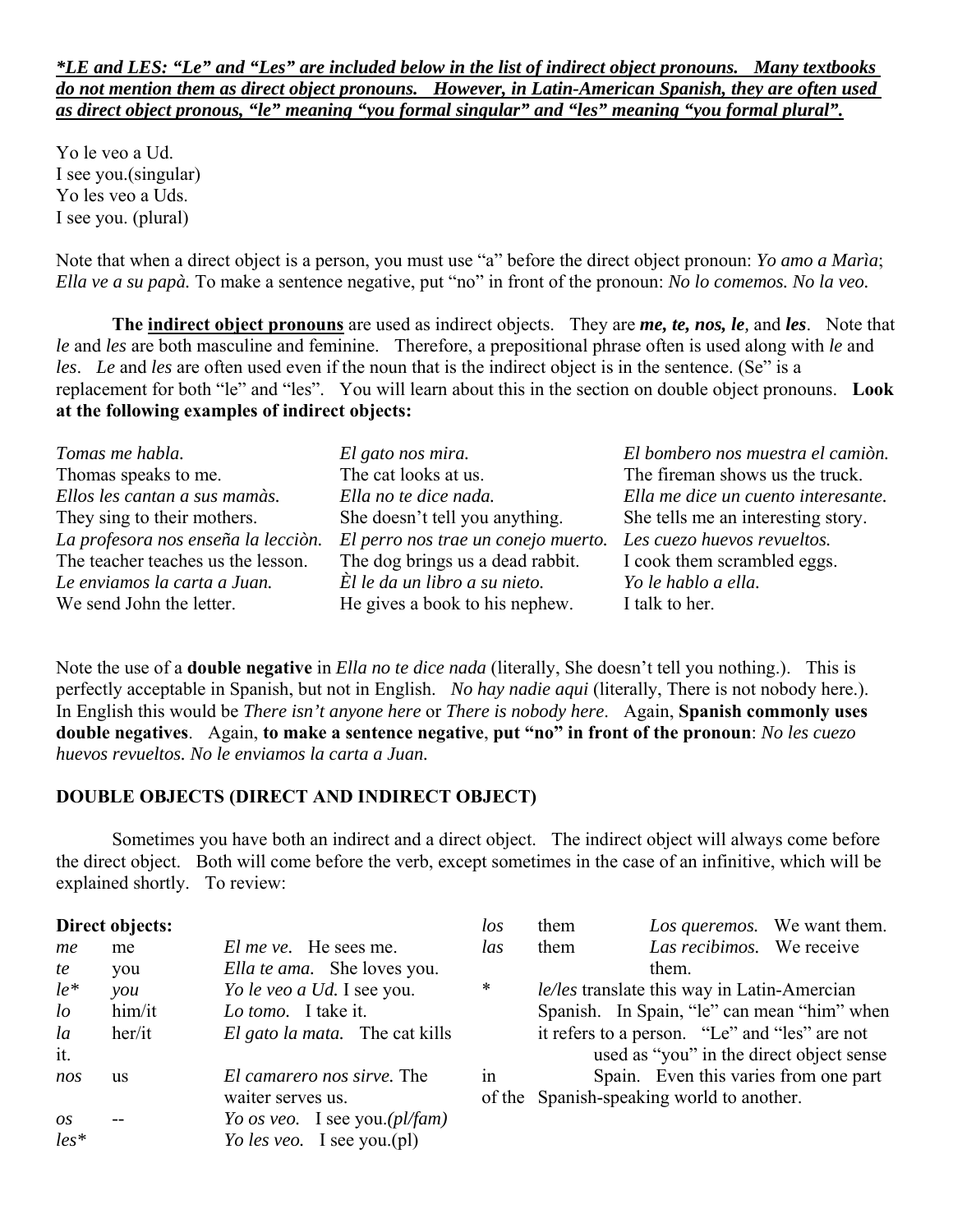***LE and LES: "Le" and "Les" are included below in the list of indirect object pronouns. Many textbooks do not mention them as direct object pronouns. However, in Latin-American Spanish, they are often used as direct object pronous, "le" meaning "you formal singular" and "les" meaning "you formal plural".***

Yo le veo a Ud.
I see you.(singular)
Yo les veo a Uds.
I see you. (plural)

Note that when a direct object is a person, you must use "a" before the direct object pronoun: *Yo amo a Marìa*; *Ella ve a su papà.* To make a sentence negative, put "no" in front of the pronoun: *No lo comemos. No la veo.*

**The indirect object pronouns** are used as indirect objects. They are ***me, te, nos, le***, and ***les***. Note that *le* and *les* are both masculine and feminine. Therefore, a prepositional phrase often is used along with *le* and *les*. *Le* and *les* are often used even if the noun that is the indirect object is in the sentence. (Se" is a replacement for both "le" and "les". You will learn about this in the section on double object pronouns. **Look at the following examples of indirect objects:**

| | | |
|---|---|---|
| *Tomas me habla.* | *El gato nos mira.* | *El bombero nos muestra el camiòn.* |
| Thomas speaks to me. | The cat looks at us. | The fireman shows us the truck. |
| *Ellos les cantan a sus mamàs.* | *Ella no te dice nada.* | *Ella me dice un cuento interesante.* |
| They sing to their mothers. | She doesn't tell you anything. | She tells me an interesting story. |
| *La profesora nos enseña la lecciòn.* | *El perro nos trae un conejo muerto.* | *Les cuezo huevos revueltos.* |
| The teacher teaches us the lesson. | The dog brings us a dead rabbit. | I cook them scrambled eggs. |
| *Le enviamos la carta a Juan.* | *Èl le da un libro a su nieto.* | *Yo le hablo a ella.* |
| We send John the letter. | He gives a book to his nephew. | I talk to her. |

Note the use of a **double negative** in *Ella no te dice nada* (literally, She doesn't tell you nothing.). This is perfectly acceptable in Spanish, but not in English. *No hay nadie aqui* (literally, There is not nobody here.). In English this would be *There isn't anyone here* or *There is nobody here*. Again, **Spanish commonly uses double negatives**. Again, **to make a sentence negative**, **put "no" in front of the pronoun**: *No les cuezo huevos revueltos. No le enviamos la carta a Juan.*

## DOUBLE OBJECTS (DIRECT AND INDIRECT OBJECT)

Sometimes you have both an indirect and a direct object. The indirect object will always come before the direct object. Both will come before the verb, except sometimes in the case of an infinitive, which will be explained shortly. To review:

**Direct objects:**

| | | |
|---|---|---|
| *me* | me | *El me ve.* He sees me. |
| *te* | you | *Ella te ama.* She loves you. |
| *le\** | *you* | *Yo le veo a Ud.* I see you. |
| *lo* | him/it | *Lo tomo.* I take it. |
| *la* | her/it | *El gato la mata.* The cat kills it. |
| *nos* | us | *El camarero nos sirve.* The waiter serves us. |
| *os* | -- | *Yo os veo.* I see you.*(pl/fam)* |
| *les\** | | *Yo les veo.* I see you.(pl) |
| *los* | them | *Los queremos.* We want them. |
| *las* | them | *Las recibimos.* We receive them. |

\* *le/les* translate this way in Latin-Amercian Spanish. In Spain, "le" can mean "him" when it refers to a person. "Le" and "les" are not used as "you" in the direct object sense in Spain. Even this varies from one part of the Spanish-speaking world to another.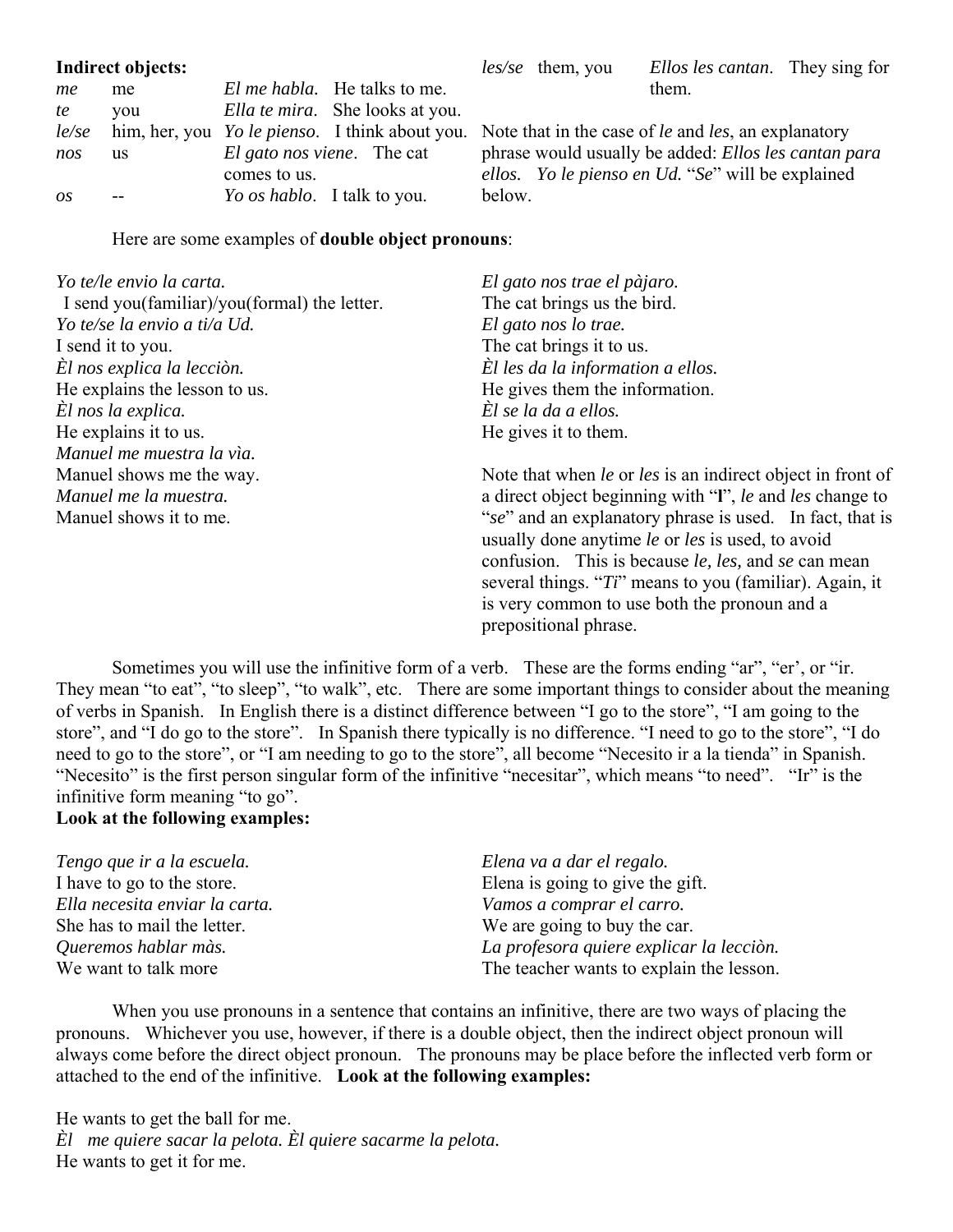**Indirect objects:**

| | | | |
|---|---|---|---|
| *me* | me | *El me habla*. | He talks to me. |
| *te* | you | *Ella te mira*. | She looks at you. |
| *le/se* | him, her, you | *Yo le pienso*. | I think about you. |
| *nos* | us | *El gato nos viene*. | The cat comes to us. |
| *os* | -- | *Yo os hablo*. | I talk to you. |
| *les/se* | them, you | *Ellos les cantan*. | They sing for them. |

Note that in the case of *le* and *les*, an explanatory phrase would usually be added: *Ellos les cantan para ellos. Yo le pienso en Ud.* "*Se*" will be explained below.

Here are some examples of **double object pronouns**:

*Yo te/le envio la carta.*
I send you(familiar)/you(formal) the letter.
*Yo te/se la envio a ti/a Ud.*
I send it to you.
*Èl nos explica la lecciòn.*
He explains the lesson to us.
*Èl nos la explica.*
He explains it to us.
*Manuel me muestra la vìa.*
Manuel shows me the way.
*Manuel me la muestra.*
Manuel shows it to me.

*El gato nos trae el pàjaro.*
The cat brings us the bird.
*El gato nos lo trae.*
The cat brings it to us.
*Èl les da la information a ellos.*
He gives them the information.
*Èl se la da a ellos.*
He gives it to them.

Note that when *le* or *les* is an indirect object in front of a direct object beginning with "**l**", *le* and *les* change to "*se*" and an explanatory phrase is used. In fact, that is usually done anytime *le* or *les* is used, to avoid confusion. This is because *le, les,* and *se* can mean several things. "*Ti*" means to you (familiar). Again, it is very common to use both the pronoun and a prepositional phrase.

Sometimes you will use the infinitive form of a verb. These are the forms ending "ar", "er', or "ir. They mean "to eat", "to sleep", "to walk", etc. There are some important things to consider about the meaning of verbs in Spanish. In English there is a distinct difference between "I go to the store", "I am going to the store", and "I do go to the store". In Spanish there typically is no difference. "I need to go to the store", "I do need to go to the store", or "I am needing to go to the store", all become "Necesito ir a la tienda" in Spanish. "Necesito" is the first person singular form of the infinitive "necesitar", which means "to need". "Ir" is the infinitive form meaning "to go".

**Look at the following examples:**

*Tengo que ir a la escuela.*
I have to go to the store.
*Ella necesita enviar la carta.*
She has to mail the letter.
*Queremos hablar màs.*
We want to talk more

*Elena va a dar el regalo.*
Elena is going to give the gift.
*Vamos a comprar el carro.*
We are going to buy the car.
*La profesora quiere explicar la lecciòn.*
The teacher wants to explain the lesson.

When you use pronouns in a sentence that contains an infinitive, there are two ways of placing the pronouns. Whichever you use, however, if there is a double object, then the indirect object pronoun will always come before the direct object pronoun. The pronouns may be place before the inflected verb form or attached to the end of the infinitive. **Look at the following examples:**

He wants to get the ball for me.
*Èl me quiere sacar la pelota. Èl quiere sacarme la pelota.*
He wants to get it for me.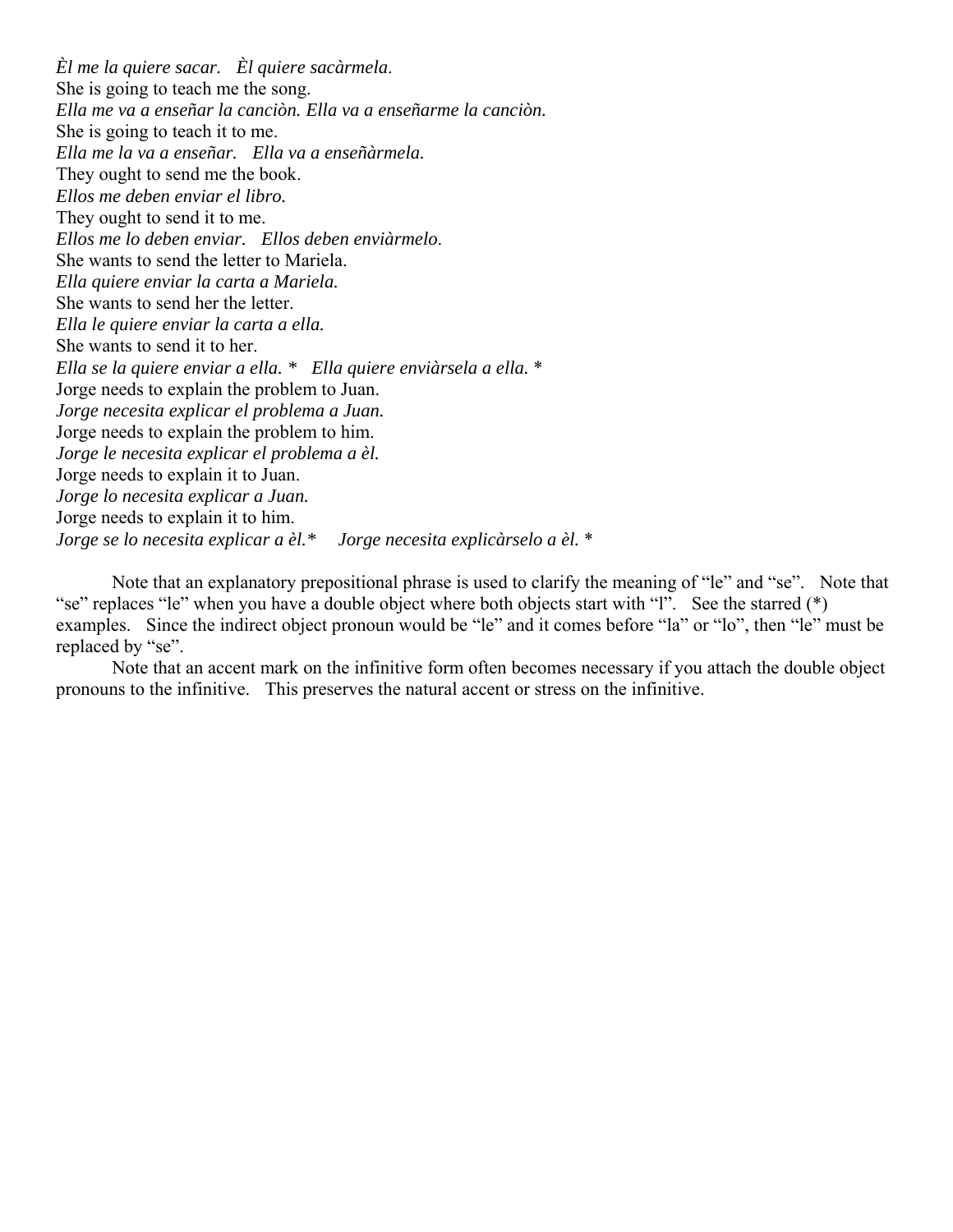*Èl me la quiere sacar.   Èl quiere sacàrmela*.
She is going to teach me the song.
*Ella me va a enseñar la canciòn. Ella va a enseñarme la canciòn.*
She is going to teach it to me.
*Ella me la va a enseñar.   Ella va a enseñàrmela.*
They ought to send me the book.
*Ellos me deben enviar el libro.*
They ought to send it to me.
*Ellos me lo deben enviar.   Ellos deben enviàrmelo.*
She wants to send the letter to Mariela.
*Ella quiere enviar la carta a Mariela.*
She wants to send her the letter.
*Ella le quiere enviar la carta a ella.*
She wants to send it to her.
*Ella se la quiere enviar a ella. *   Ella quiere enviàrsela a ella. **
Jorge needs to explain the problem to Juan.
*Jorge necesita explicar el problema a Juan.*
Jorge needs to explain the problem to him.
*Jorge le necesita explicar el problema a èl.*
Jorge needs to explain it to Juan.
*Jorge lo necesita explicar a Juan.*
Jorge needs to explain it to him.
*Jorge se lo necesita explicar a èl.*   Jorge necesita explicàrselo a èl. **

Note that an explanatory prepositional phrase is used to clarify the meaning of "le" and "se".   Note that "se" replaces "le" when you have a double object where both objects start with "l".   See the starred (*) examples.   Since the indirect object pronoun would be "le" and it comes before "la" or "lo", then "le" must be replaced by "se".

Note that an accent mark on the infinitive form often becomes necessary if you attach the double object pronouns to the infinitive.   This preserves the natural accent or stress on the infinitive.